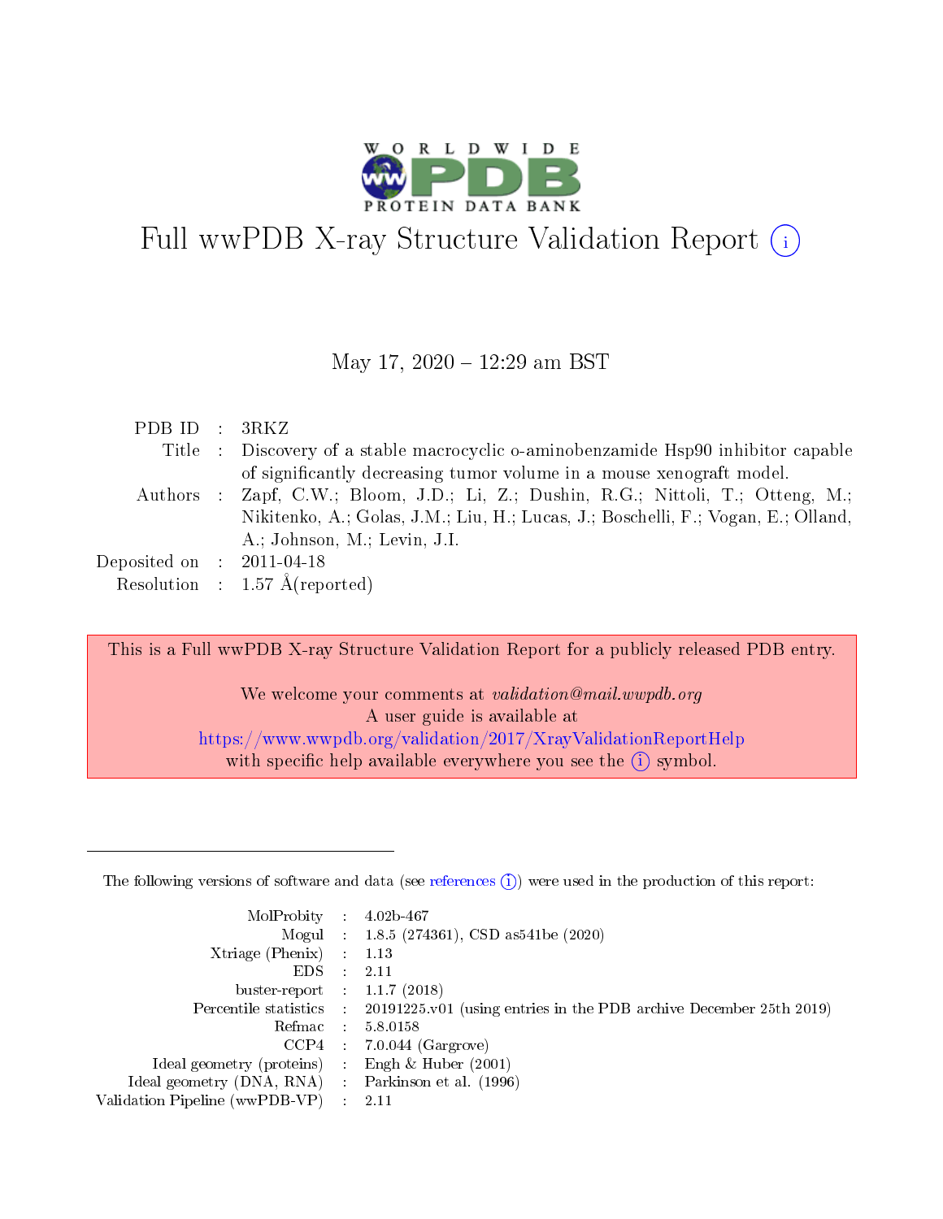# Full wwPDB X-ray Structure Validation Report

May 17, 2020 – 12:29 am BST

| | | |
|---|---|---|
| PDB ID | : | 3RKZ |
| Title | : | Discovery of a stable macrocyclic o-aminobenzamide Hsp90 inhibitor capable of significantly decreasing tumor volume in a mouse xenograft model. |
| Authors | : | Zapf, C.W.; Bloom, J.D.; Li, Z.; Dushin, R.G.; Nittoli, T.; Otteng, M.; Nikitenko, A.; Golas, J.M.; Liu, H.; Lucas, J.; Boschelli, F.; Vogan, E.; Olland, A.; Johnson, M.; Levin, J.I. |
| Deposited on | : | 2011-04-18 |
| Resolution | : | 1.57 Å(reported) |

This is a Full wwPDB X-ray Structure Validation Report for a publicly released PDB entry.

We welcome your comments at *validation@mail.wwpdb.org*
A user guide is available at
https://www.wwpdb.org/validation/2017/XrayValidationReportHelp
with specific help available everywhere you see the (i) symbol.

---

The following versions of software and data (see references (i)) were used in the production of this report:

| | | |
|---|---|---|
| MolProbity | : | 4.02b-467 |
| Mogul | : | 1.8.5 (274361), CSD as541be (2020) |
| Xtriage (Phenix) | : | 1.13 |
| EDS | : | 2.11 |
| buster-report | : | 1.1.7 (2018) |
| Percentile statistics | : | 20191225.v01 (using entries in the PDB archive December 25th 2019) |
| Refmac | : | 5.8.0158 |
| CCP4 | : | 7.0.044 (Gargrove) |
| Ideal geometry (proteins) | : | Engh & Huber (2001) |
| Ideal geometry (DNA, RNA) | : | Parkinson et al. (1996) |
| Validation Pipeline (wwPDB-VP) | : | 2.11 |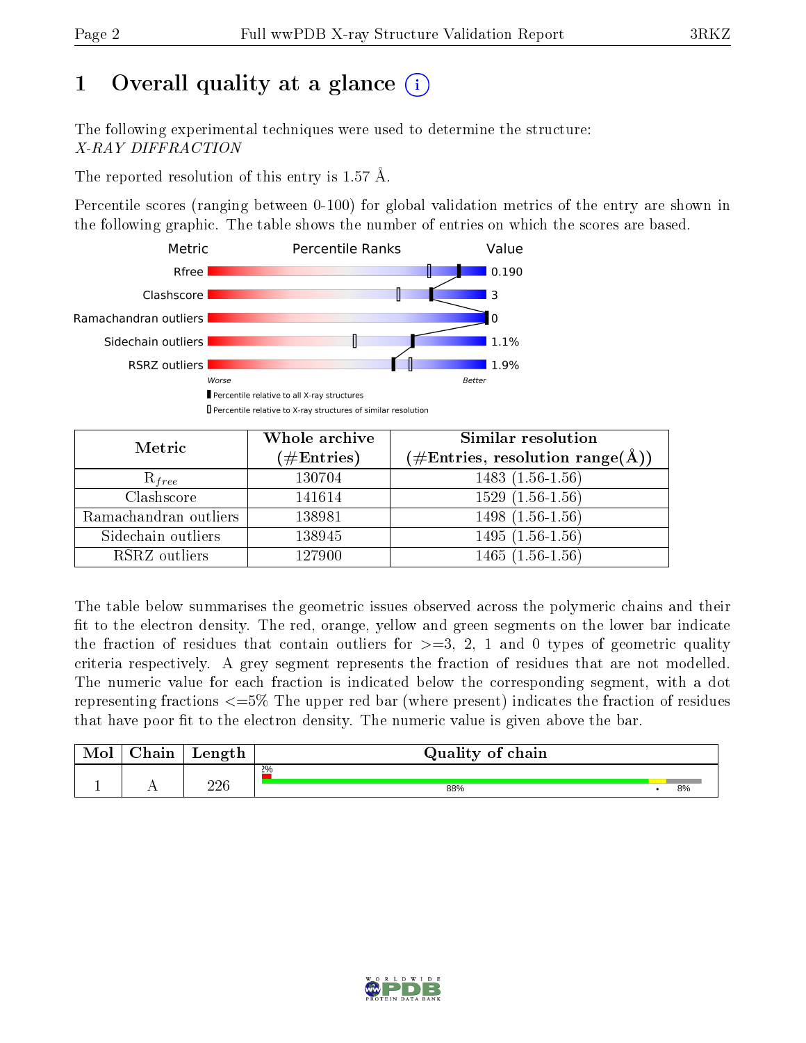# 1 Overall quality at a glance (i)

The following experimental techniques were used to determine the structure:
*X-RAY DIFFRACTION*

The reported resolution of this entry is 1.57 Å.

Percentile scores (ranging between 0-100) for global validation metrics of the entry are shown in the following graphic. The table shows the number of entries on which the scores are based.

| Metric | Value |
|---|---|
| Rfree | 0.190 |
| Clashscore | 3 |
| Ramachandran outliers | 0 |
| Sidechain outliers | 1.1% |
| RSRZ outliers | 1.9% |

Worse — Better

▮ Percentile relative to all X-ray structures
▯ Percentile relative to X-ray structures of similar resolution

| Metric | Whole archive (#Entries) | Similar resolution (#Entries, resolution range(Å)) |
|---|---|---|
| $R_{free}$ | 130704 | 1483 (1.56-1.56) |
| Clashscore | 141614 | 1529 (1.56-1.56) |
| Ramachandran outliers | 138981 | 1498 (1.56-1.56) |
| Sidechain outliers | 138945 | 1495 (1.56-1.56) |
| RSRZ outliers | 127900 | 1465 (1.56-1.56) |

The table below summarises the geometric issues observed across the polymeric chains and their fit to the electron density. The red, orange, yellow and green segments on the lower bar indicate the fraction of residues that contain outliers for >=3, 2, 1 and 0 types of geometric quality criteria respectively. A grey segment represents the fraction of residues that are not modelled. The numeric value for each fraction is indicated below the corresponding segment, with a dot representing fractions <=5% The upper red bar (where present) indicates the fraction of residues that have poor fit to the electron density. The numeric value is given above the bar.

| Mol | Chain | Length | Quality of chain |
|---|---|---|---|
| 1 | A | 226 | 2%; 88% • 8% |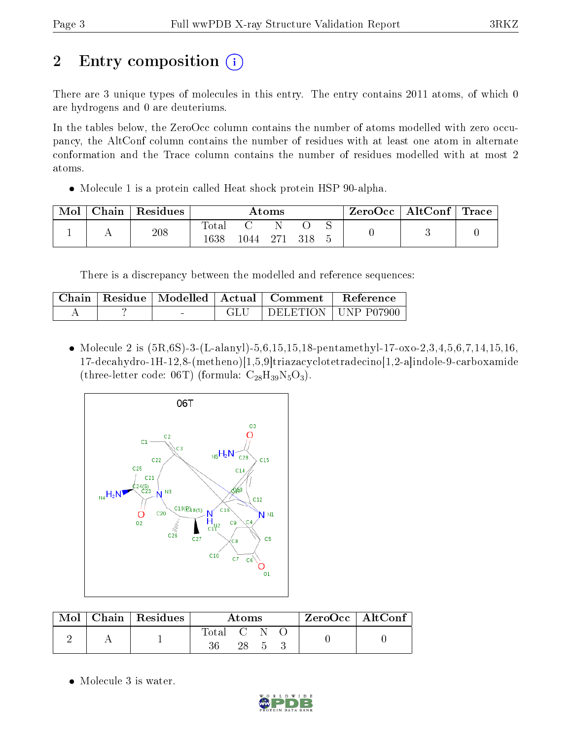# 2 Entry composition

There are 3 unique types of molecules in this entry. The entry contains 2011 atoms, of which 0 are hydrogens and 0 are deuteriums.

In the tables below, the ZeroOcc column contains the number of atoms modelled with zero occupancy, the AltConf column contains the number of residues with at least one atom in alternate conformation and the Trace column contains the number of residues modelled with at most 2 atoms.

- Molecule 1 is a protein called Heat shock protein HSP 90-alpha.

| Mol | Chain | Residues | Atoms | | | | | ZeroOcc | AltConf | Trace |
|---|---|---|---|---|---|---|---|---|---|---|
| | | | Total | C | N | O | S | | | |
| 1 | A | 208 | 1638 | 1044 | 271 | 318 | 5 | 0 | 3 | 0 |

There is a discrepancy between the modelled and reference sequences:

| Chain | Residue | Modelled | Actual | Comment | Reference |
|---|---|---|---|---|---|
| A | ? | - | GLU | DELETION | UNP P07900 |

- Molecule 2 is (5R,6S)-3-(L-alanyl)-5,6,15,15,18-pentamethyl-17-oxo-2,3,4,5,6,7,14,15,16,17-decahydro-1H-12,8-(metheno)[1,5,9]triazacyclotetradecino[1,2-a]indole-9-carboxamide (three-letter code: 06T) (formula: $C_{28}H_{39}N_5O_3$).

| Mol | Chain | Residues | Atoms | | | | ZeroOcc | AltConf |
|---|---|---|---|---|---|---|---|---|
| | | | Total | C | N | O | | |
| 2 | A | 1 | 36 | 28 | 5 | 3 | 0 | 0 |

- Molecule 3 is water.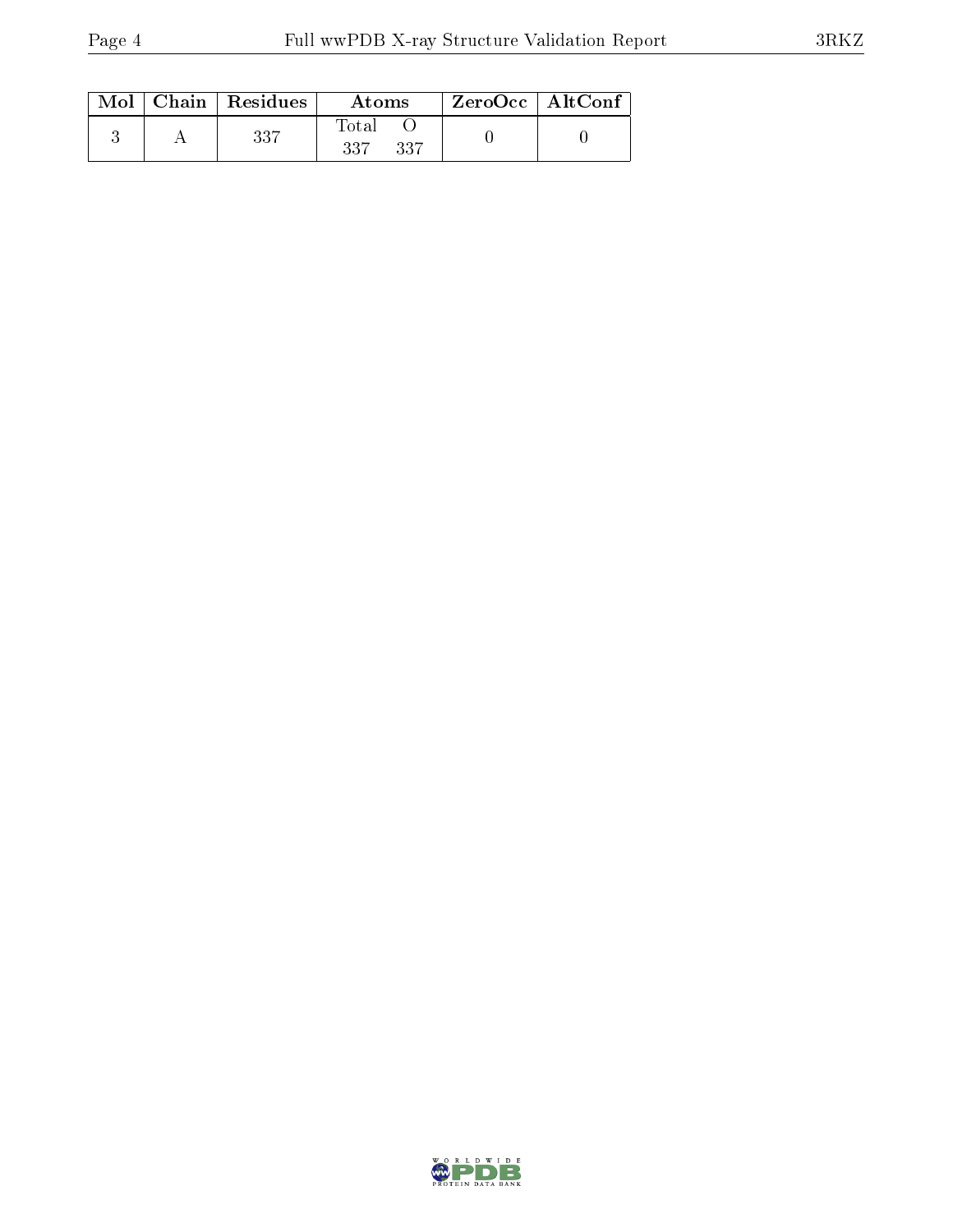| Mol | Chain | Residues | Atoms | | ZeroOcc | AltConf |
|---|---|---|---|---|---|---|
| | | | Total | O | | |
| 3 | A | 337 | 337 | 337 | 0 | 0 |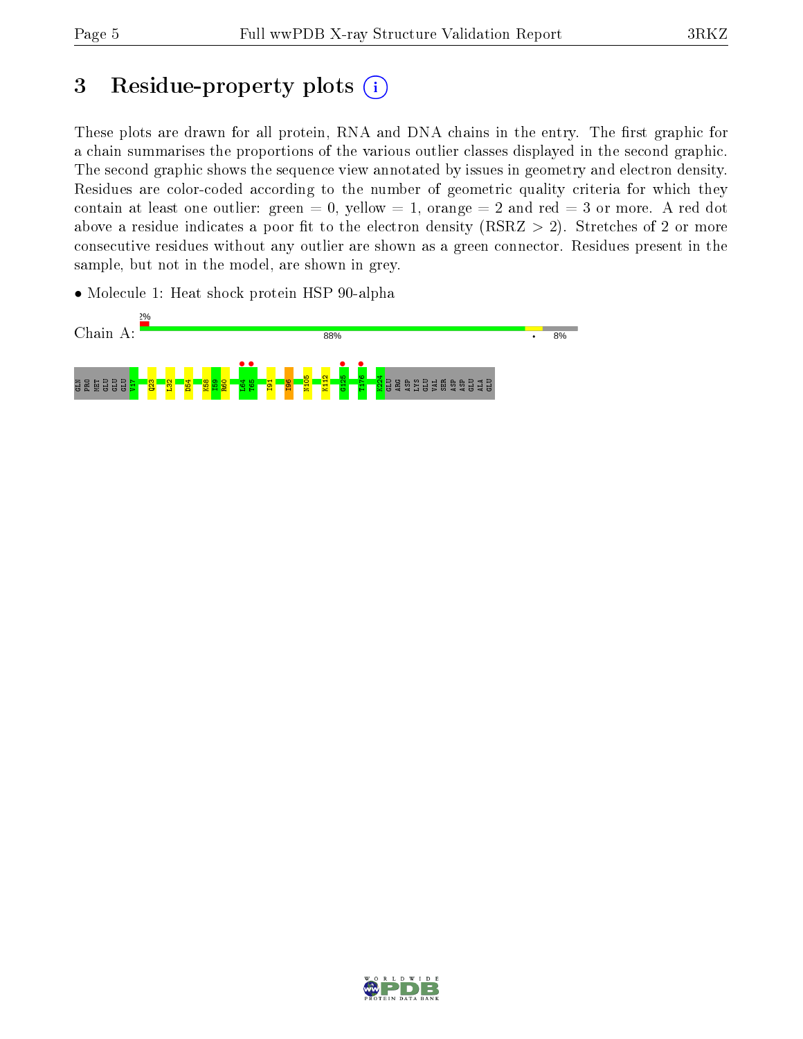# 3 Residue-property plots

These plots are drawn for all protein, RNA and DNA chains in the entry. The first graphic for a chain summarises the proportions of the various outlier classes displayed in the second graphic. The second graphic shows the sequence view annotated by issues in geometry and electron density. Residues are color-coded according to the number of geometric quality criteria for which they contain at least one outlier: green = 0, yellow = 1, orange = 2 and red = 3 or more. A red dot above a residue indicates a poor fit to the electron density (RSRZ > 2). Stretches of 2 or more consecutive residues without any outlier are shown as a green connector. Residues present in the sample, but not in the model, are shown in grey.

- Molecule 1: Heat shock protein HSP 90-alpha

Chain A: 2% | 88% | • | 8%

GLN PRO MET GLU GLU GLU V17 Q23 L32 D54 K58 I59 R60 L64 T65 I91 I96 N105 K112 G125 T176 K224 GLU ARG ASP LYS GLU VAL SER ASP ASP GLU ALA GLU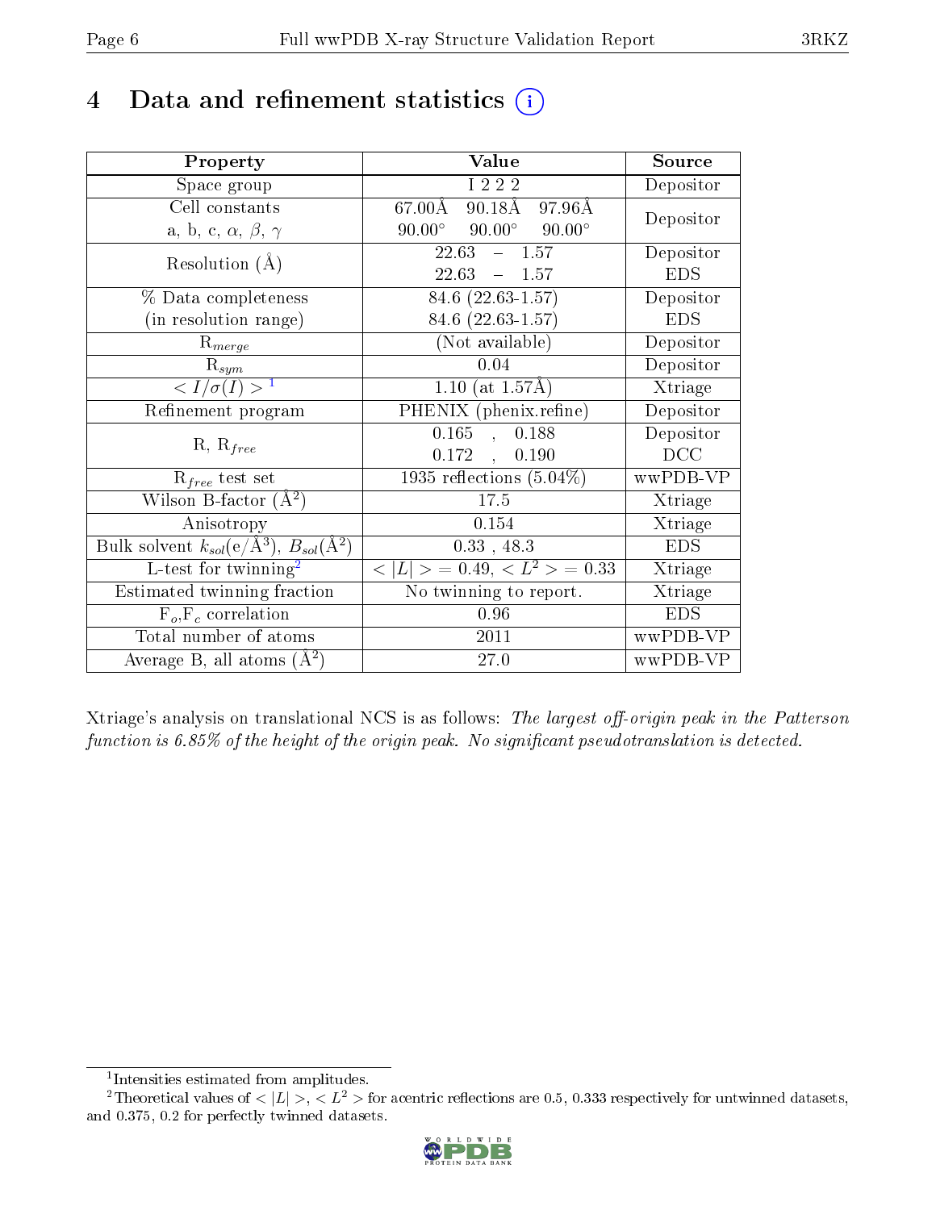# 4 Data and refinement statistics (i)

| Property | Value | Source |
|---|---|---|
| Space group | I 2 2 2 | Depositor |
| Cell constants<br>a, b, c, $\alpha$, $\beta$, $\gamma$ | 67.00Å 90.18Å 97.96Å<br>90.00° 90.00° 90.00° | Depositor |
| Resolution (Å) | 22.63 – 1.57<br>22.63 – 1.57 | Depositor<br>EDS |
| % Data completeness<br>(in resolution range) | 84.6 (22.63-1.57)<br>84.6 (22.63-1.57) | Depositor<br>EDS |
| $R_{merge}$ | (Not available) | Depositor |
| $R_{sym}$ | 0.04 | Depositor |
| $< I/\sigma(I) >$ [1] | 1.10 (at 1.57Å) | Xtriage |
| Refinement program | PHENIX (phenix.refine) | Depositor |
| R, $R_{free}$ | 0.165 , 0.188<br>0.172 , 0.190 | Depositor<br>DCC |
| $R_{free}$ test set | 1935 reflections (5.04%) | wwPDB-VP |
| Wilson B-factor (Å$^2$) | 17.5 | Xtriage |
| Anisotropy | 0.154 | Xtriage |
| Bulk solvent $k_{sol}$(e/Å$^3$), $B_{sol}$(Å$^2$) | 0.33 , 48.3 | EDS |
| L-test for twinning[2] | $< \|L\| >$ = 0.49, $< L^2 >$ = 0.33 | Xtriage |
| Estimated twinning fraction | No twinning to report. | Xtriage |
| $F_o$,$F_c$ correlation | 0.96 | EDS |
| Total number of atoms | 2011 | wwPDB-VP |
| Average B, all atoms (Å$^2$) | 27.0 | wwPDB-VP |

Xtriage's analysis on translational NCS is as follows: *The largest off-origin peak in the Patterson function is 6.85% of the height of the origin peak. No significant pseudotranslation is detected.*

[1] Intensities estimated from amplitudes.

[2] Theoretical values of $< |L| >$, $< L^2 >$ for acentric reflections are 0.5, 0.333 respectively for untwinned datasets, and 0.375, 0.2 for perfectly twinned datasets.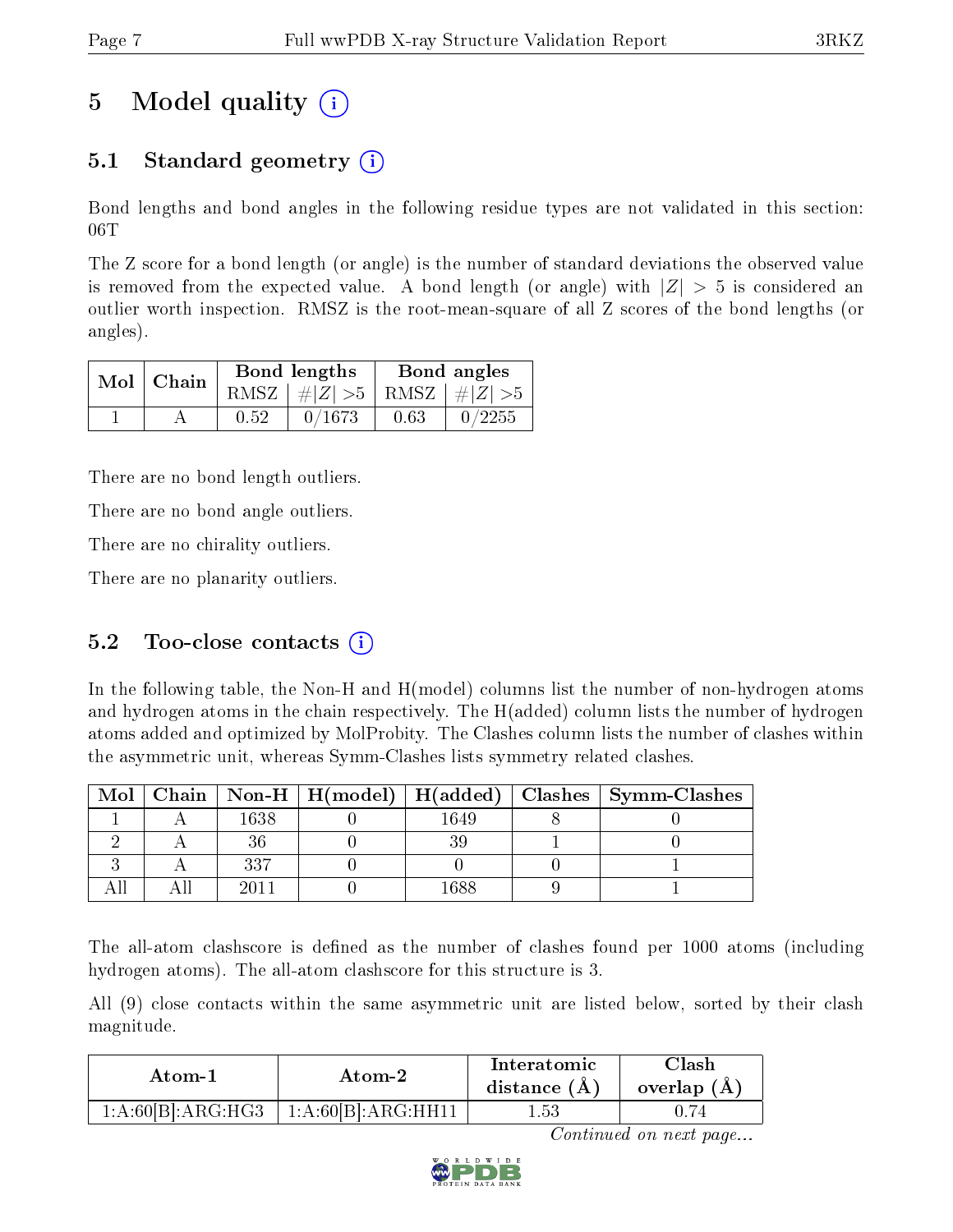# 5 Model quality (i)

## 5.1 Standard geometry (i)

Bond lengths and bond angles in the following residue types are not validated in this section: 06T

The Z score for a bond length (or angle) is the number of standard deviations the observed value is removed from the expected value. A bond length (or angle) with $|Z| > 5$ is considered an outlier worth inspection. RMSZ is the root-mean-square of all Z scores of the bond lengths (or angles).

| Mol | Chain | Bond lengths | | Bond angles | |
|---|---|---|---|---|---|
| | | RMSZ | $\#\|Z\| >5$ | RMSZ | $\#\|Z\| >5$ |
| 1 | A | 0.52 | 0/1673 | 0.63 | 0/2255 |

There are no bond length outliers.

There are no bond angle outliers.

There are no chirality outliers.

There are no planarity outliers.

## 5.2 Too-close contacts (i)

In the following table, the Non-H and H(model) columns list the number of non-hydrogen atoms and hydrogen atoms in the chain respectively. The H(added) column lists the number of hydrogen atoms added and optimized by MolProbity. The Clashes column lists the number of clashes within the asymmetric unit, whereas Symm-Clashes lists symmetry related clashes.

| Mol | Chain | Non-H | H(model) | H(added) | Clashes | Symm-Clashes |
|---|---|---|---|---|---|---|
| 1 | A | 1638 | 0 | 1649 | 8 | 0 |
| 2 | A | 36 | 0 | 39 | 1 | 0 |
| 3 | A | 337 | 0 | 0 | 0 | 1 |
| All | All | 2011 | 0 | 1688 | 9 | 1 |

The all-atom clashscore is defined as the number of clashes found per 1000 atoms (including hydrogen atoms). The all-atom clashscore for this structure is 3.

All (9) close contacts within the same asymmetric unit are listed below, sorted by their clash magnitude.

| Atom-1 | Atom-2 | Interatomic distance (Å) | Clash overlap (Å) |
|---|---|---|---|
| 1:A:60[B]:ARG:HG3 | 1:A:60[B]:ARG:HH11 | 1.53 | 0.74 |

*Continued on next page...*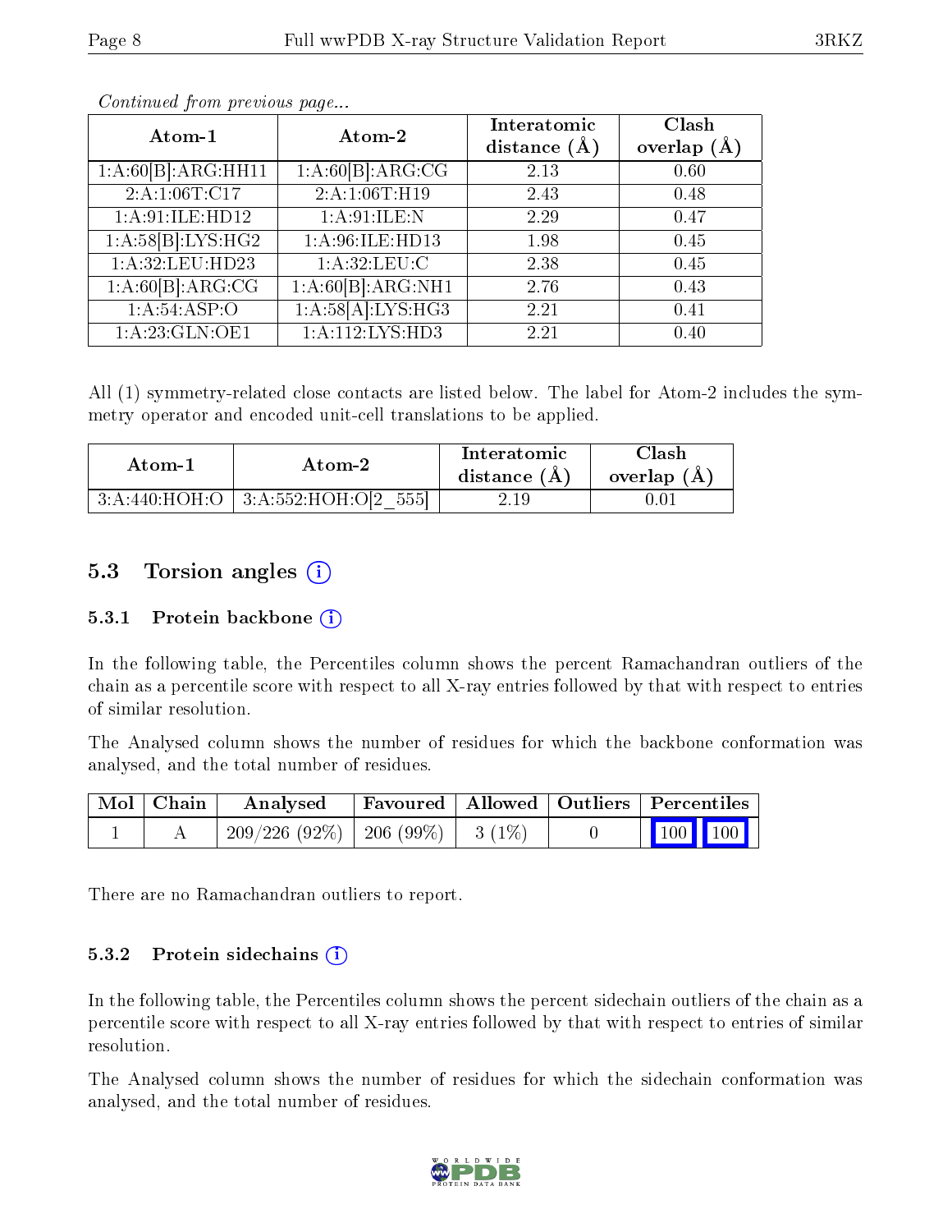*Continued from previous page...*

| Atom-1 | Atom-2 | Interatomic distance (Å) | Clash overlap (Å) |
|---|---|---|---|
| 1:A:60[B]:ARG:HH11 | 1:A:60[B]:ARG:CG | 2.13 | 0.60 |
| 2:A:1:06T:C17 | 2:A:1:06T:H19 | 2.43 | 0.48 |
| 1:A:91:ILE:HD12 | 1:A:91:ILE:N | 2.29 | 0.47 |
| 1:A:58[B]:LYS:HG2 | 1:A:96:ILE:HD13 | 1.98 | 0.45 |
| 1:A:32:LEU:HD23 | 1:A:32:LEU:C | 2.38 | 0.45 |
| 1:A:60[B]:ARG:CG | 1:A:60[B]:ARG:NH1 | 2.76 | 0.43 |
| 1:A:54:ASP:O | 1:A:58[A]:LYS:HG3 | 2.21 | 0.41 |
| 1:A:23:GLN:OE1 | 1:A:112:LYS:HD3 | 2.21 | 0.40 |

All (1) symmetry-related close contacts are listed below. The label for Atom-2 includes the symmetry operator and encoded unit-cell translations to be applied.

| Atom-1 | Atom-2 | Interatomic distance (Å) | Clash overlap (Å) |
|---|---|---|---|
| 3:A:440:HOH:O | 3:A:552:HOH:O[2_555] | 2.19 | 0.01 |

## 5.3 Torsion angles

### 5.3.1 Protein backbone

In the following table, the Percentiles column shows the percent Ramachandran outliers of the chain as a percentile score with respect to all X-ray entries followed by that with respect to entries of similar resolution.

The Analysed column shows the number of residues for which the backbone conformation was analysed, and the total number of residues.

| Mol | Chain | Analysed | Favoured | Allowed | Outliers | Percentiles |
|---|---|---|---|---|---|---|
| 1 | A | 209/226 (92%) | 206 (99%) | 3 (1%) | 0 | 100 100 |

There are no Ramachandran outliers to report.

### 5.3.2 Protein sidechains

In the following table, the Percentiles column shows the percent sidechain outliers of the chain as a percentile score with respect to all X-ray entries followed by that with respect to entries of similar resolution.

The Analysed column shows the number of residues for which the sidechain conformation was analysed, and the total number of residues.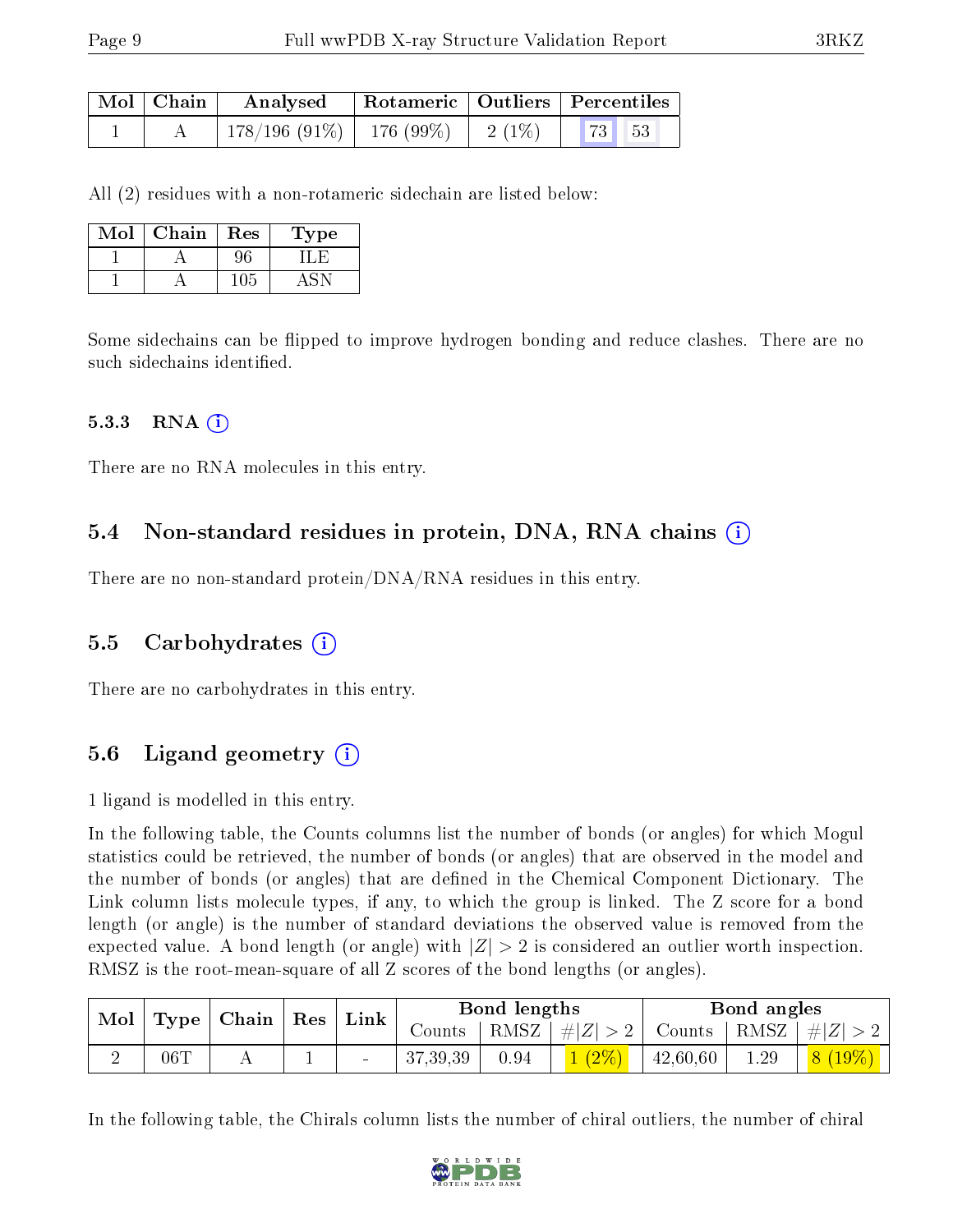| Mol | Chain | Analysed | Rotameric | Outliers | Percentiles |
|---|---|---|---|---|---|
| 1 | A | 178/196 (91%) | 176 (99%) | 2 (1%) | 73 53 |

All (2) residues with a non-rotameric sidechain are listed below:

| Mol | Chain | Res | Type |
|---|---|---|---|
| 1 | A | 96 | ILE |
| 1 | A | 105 | ASN |

Some sidechains can be flipped to improve hydrogen bonding and reduce clashes. There are no such sidechains identified.

#### 5.3.3 RNA (i)

There are no RNA molecules in this entry.

### 5.4 Non-standard residues in protein, DNA, RNA chains (i)

There are no non-standard protein/DNA/RNA residues in this entry.

### 5.5 Carbohydrates (i)

There are no carbohydrates in this entry.

### 5.6 Ligand geometry (i)

1 ligand is modelled in this entry.

In the following table, the Counts columns list the number of bonds (or angles) for which Mogul statistics could be retrieved, the number of bonds (or angles) that are observed in the model and the number of bonds (or angles) that are defined in the Chemical Component Dictionary. The Link column lists molecule types, if any, to which the group is linked. The Z score for a bond length (or angle) is the number of standard deviations the observed value is removed from the expected value. A bond length (or angle) with $|Z| > 2$ is considered an outlier worth inspection. RMSZ is the root-mean-square of all Z scores of the bond lengths (or angles).

| Mol | Type | Chain | Res | Link | Bond lengths | | | Bond angles | | |
|---|---|---|---|---|---|---|---|---|---|---|
| | | | | | Counts | RMSZ | $\#\|Z\| > 2$ | Counts | RMSZ | $\#\|Z\| > 2$ |
| 2 | 06T | A | 1 | - | 37,39,39 | 0.94 | 1 (2%) | 42,60,60 | 1.29 | 8 (19%) |

In the following table, the Chirals column lists the number of chiral outliers, the number of chiral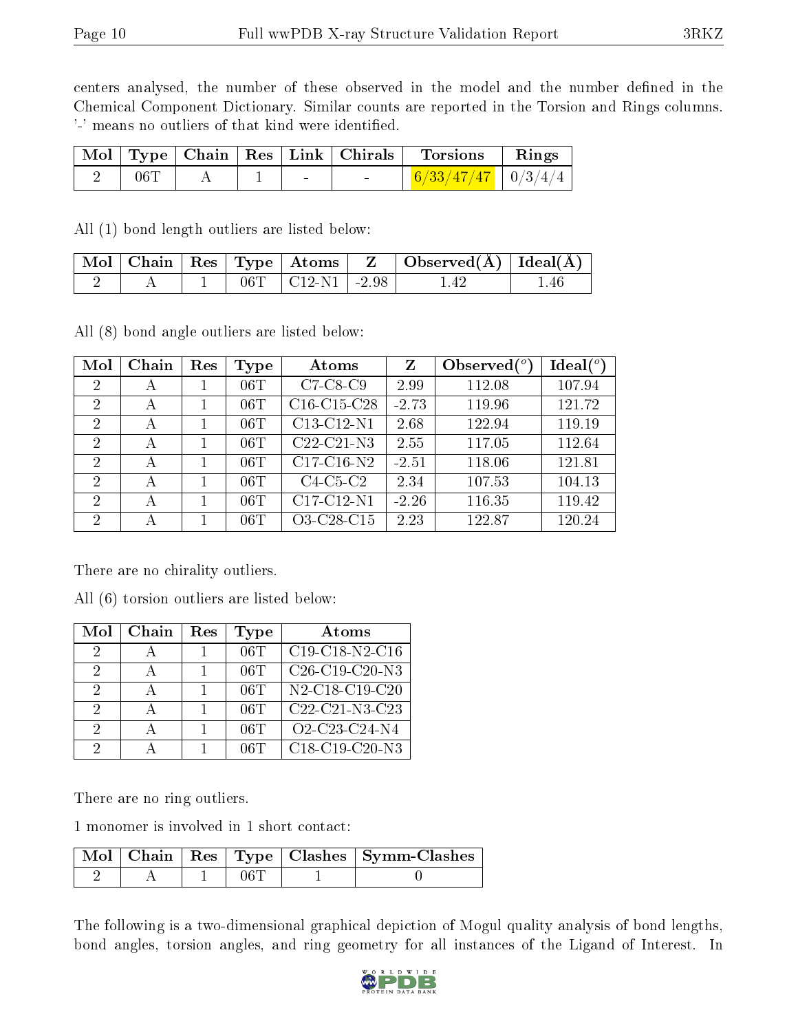centers analysed, the number of these observed in the model and the number defined in the Chemical Component Dictionary. Similar counts are reported in the Torsion and Rings columns. '-' means no outliers of that kind were identified.

| Mol | Type | Chain | Res | Link | Chirals | Torsions | Rings |
|---|---|---|---|---|---|---|---|
| 2 | 06T | A | 1 | - | - | 6/33/47/47 | 0/3/4/4 |

All (1) bond length outliers are listed below:

| Mol | Chain | Res | Type | Atoms | Z | Observed(Å) | Ideal(Å) |
|---|---|---|---|---|---|---|---|
| 2 | A | 1 | 06T | C12-N1 | -2.98 | 1.42 | 1.46 |

All (8) bond angle outliers are listed below:

| Mol | Chain | Res | Type | Atoms | Z | Observed($^o$) | Ideal($^o$) |
|---|---|---|---|---|---|---|---|
| 2 | A | 1 | 06T | C7-C8-C9 | 2.99 | 112.08 | 107.94 |
| 2 | A | 1 | 06T | C16-C15-C28 | -2.73 | 119.96 | 121.72 |
| 2 | A | 1 | 06T | C13-C12-N1 | 2.68 | 122.94 | 119.19 |
| 2 | A | 1 | 06T | C22-C21-N3 | 2.55 | 117.05 | 112.64 |
| 2 | A | 1 | 06T | C17-C16-N2 | -2.51 | 118.06 | 121.81 |
| 2 | A | 1 | 06T | C4-C5-C2 | 2.34 | 107.53 | 104.13 |
| 2 | A | 1 | 06T | C17-C12-N1 | -2.26 | 116.35 | 119.42 |
| 2 | A | 1 | 06T | O3-C28-C15 | 2.23 | 122.87 | 120.24 |

There are no chirality outliers.

All (6) torsion outliers are listed below:

| Mol | Chain | Res | Type | Atoms |
|---|---|---|---|---|
| 2 | A | 1 | 06T | C19-C18-N2-C16 |
| 2 | A | 1 | 06T | C26-C19-C20-N3 |
| 2 | A | 1 | 06T | N2-C18-C19-C20 |
| 2 | A | 1 | 06T | C22-C21-N3-C23 |
| 2 | A | 1 | 06T | O2-C23-C24-N4 |
| 2 | A | 1 | 06T | C18-C19-C20-N3 |

There are no ring outliers.

1 monomer is involved in 1 short contact:

| Mol | Chain | Res | Type | Clashes | Symm-Clashes |
|---|---|---|---|---|---|
| 2 | A | 1 | 06T | 1 | 0 |

The following is a two-dimensional graphical depiction of Mogul quality analysis of bond lengths, bond angles, torsion angles, and ring geometry for all instances of the Ligand of Interest. In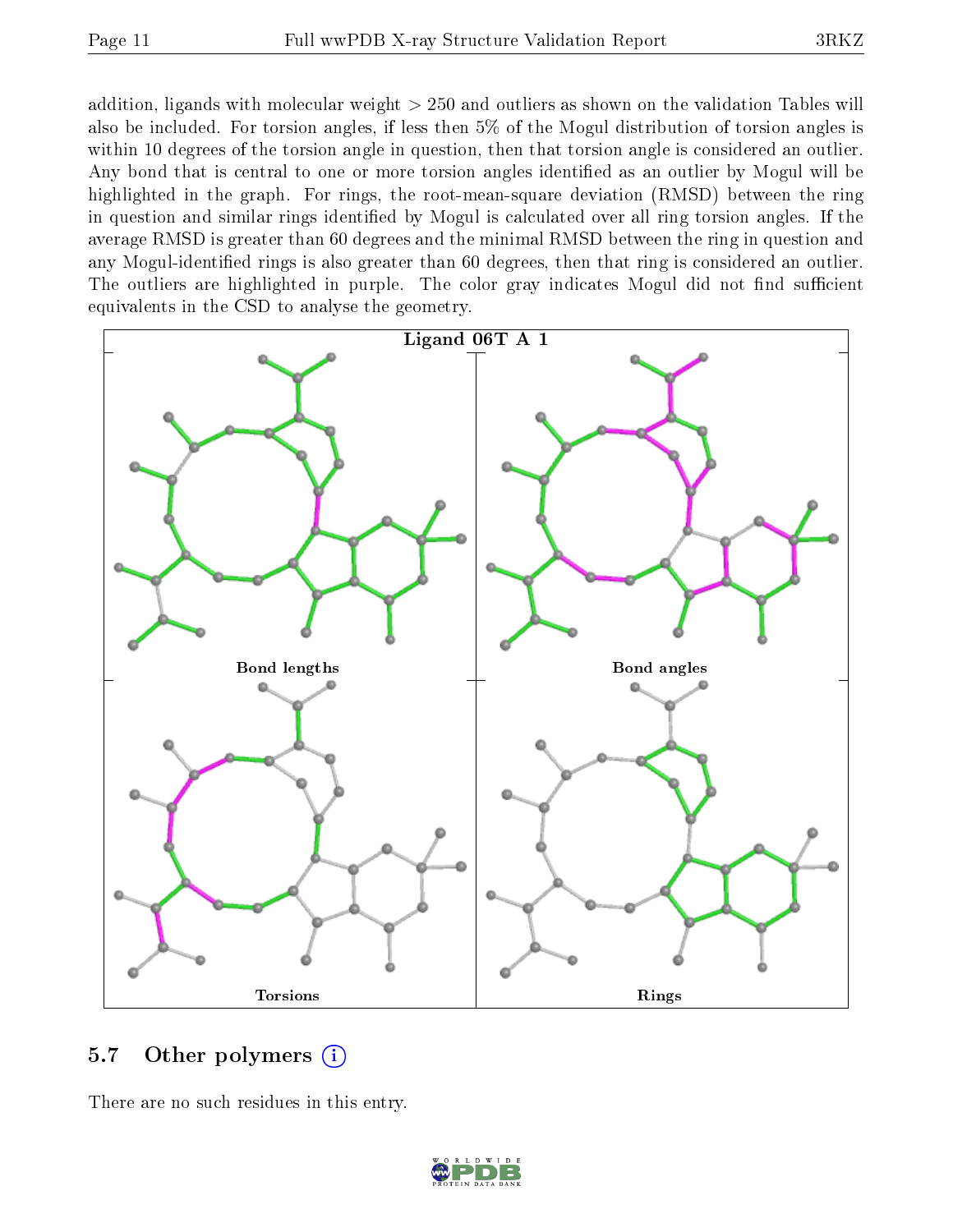addition, ligands with molecular weight > 250 and outliers as shown on the validation Tables will also be included. For torsion angles, if less then 5% of the Mogul distribution of torsion angles is within 10 degrees of the torsion angle in question, then that torsion angle is considered an outlier. Any bond that is central to one or more torsion angles identified as an outlier by Mogul will be highlighted in the graph. For rings, the root-mean-square deviation (RMSD) between the ring in question and similar rings identified by Mogul is calculated over all ring torsion angles. If the average RMSD is greater than 60 degrees and the minimal RMSD between the ring in question and any Mogul-identified rings is also greater than 60 degrees, then that ring is considered an outlier. The outliers are highlighted in purple. The color gray indicates Mogul did not find sufficient equivalents in the CSD to analyse the geometry.

Ligand 06T A 1

Bond lengths

Bond angles

Torsions

Rings

## 5.7 Other polymers

There are no such residues in this entry.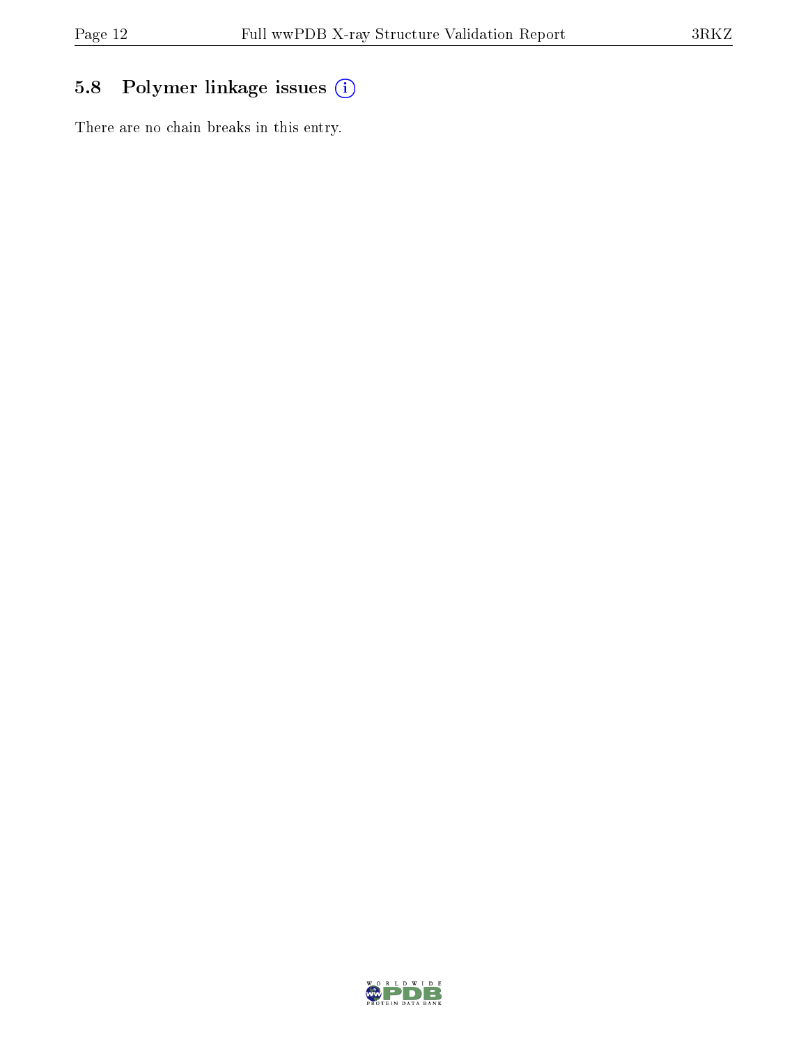## 5.8 Polymer linkage issues (i)

There are no chain breaks in this entry.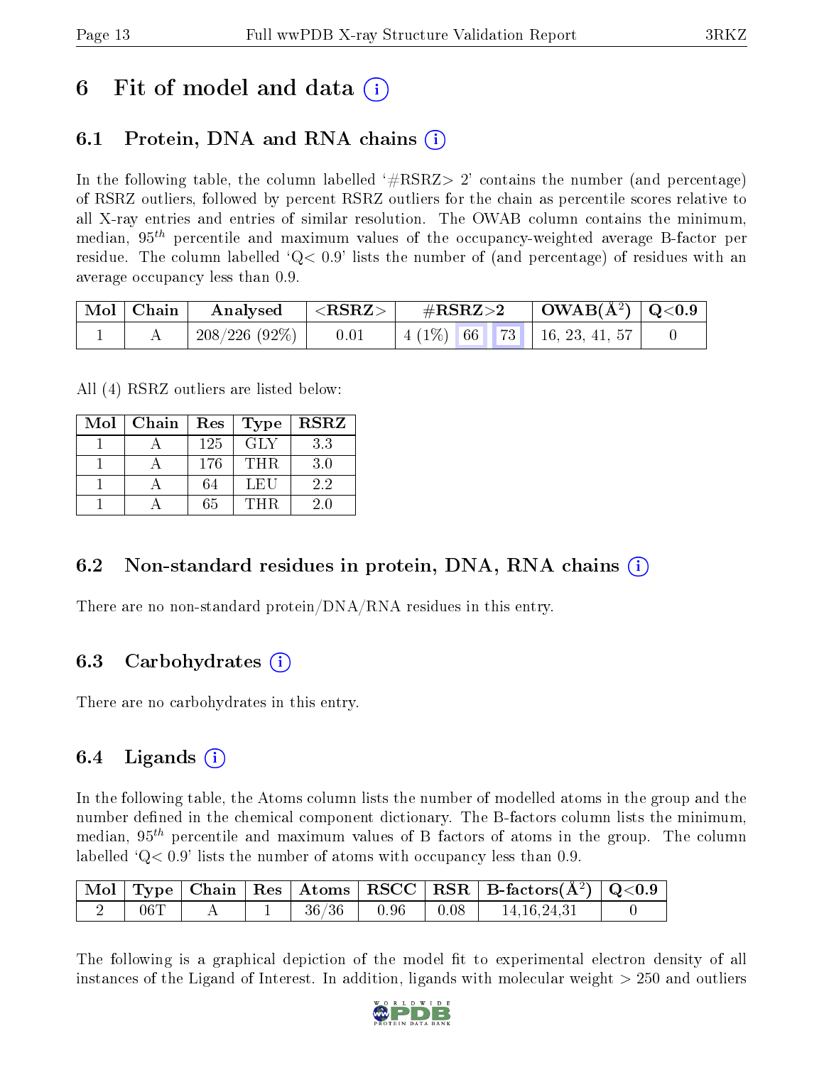# 6 Fit of model and data (i)

## 6.1 Protein, DNA and RNA chains (i)

In the following table, the column labelled '#RSRZ> 2' contains the number (and percentage) of RSRZ outliers, followed by percent RSRZ outliers for the chain as percentile scores relative to all X-ray entries and entries of similar resolution. The OWAB column contains the minimum, median, $95^{th}$ percentile and maximum values of the occupancy-weighted average B-factor per residue. The column labelled 'Q< 0.9' lists the number of (and percentage) of residues with an average occupancy less than 0.9.

| Mol | Chain | Analysed | <RSRZ> | #RSRZ>2 | | | OWAB(Å$^2$) | Q<0.9 |
|---|---|---|---|---|---|---|---|---|
| 1 | A | 208/226 (92%) | 0.01 | 4 (1%) | 66 | 73 | 16, 23, 41, 57 | 0 |

All (4) RSRZ outliers are listed below:

| Mol | Chain | Res | Type | RSRZ |
|---|---|---|---|---|
| 1 | A | 125 | GLY | 3.3 |
| 1 | A | 176 | THR | 3.0 |
| 1 | A | 64 | LEU | 2.2 |
| 1 | A | 65 | THR | 2.0 |

## 6.2 Non-standard residues in protein, DNA, RNA chains (i)

There are no non-standard protein/DNA/RNA residues in this entry.

## 6.3 Carbohydrates (i)

There are no carbohydrates in this entry.

## 6.4 Ligands (i)

In the following table, the Atoms column lists the number of modelled atoms in the group and the number defined in the chemical component dictionary. The B-factors column lists the minimum, median, $95^{th}$ percentile and maximum values of B factors of atoms in the group. The column labelled 'Q< 0.9' lists the number of atoms with occupancy less than 0.9.

| Mol | Type | Chain | Res | Atoms | RSCC | RSR | B-factors(Å$^2$) | Q<0.9 |
|---|---|---|---|---|---|---|---|---|
| 2 | 06T | A | 1 | 36/36 | 0.96 | 0.08 | 14,16,24,31 | 0 |

The following is a graphical depiction of the model fit to experimental electron density of all instances of the Ligand of Interest. In addition, ligands with molecular weight > 250 and outliers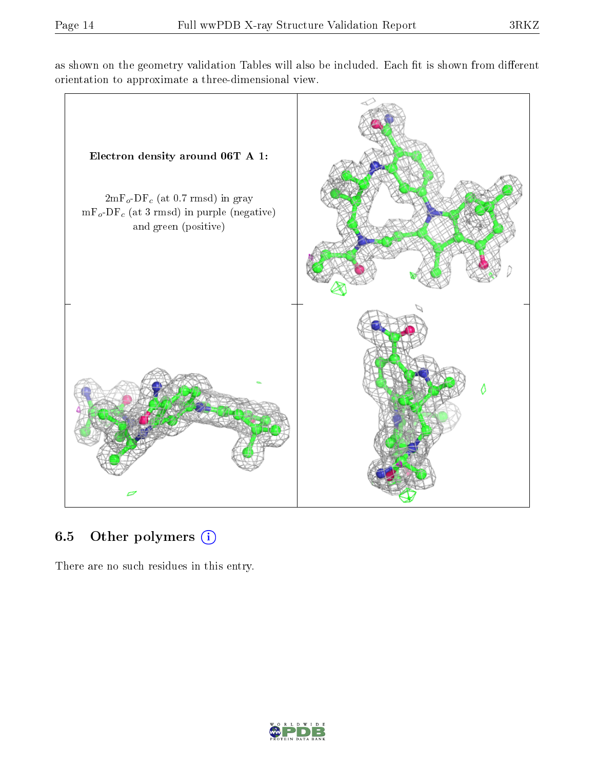as shown on the geometry validation Tables will also be included. Each fit is shown from different orientation to approximate a three-dimensional view.

**Electron density around 06T A 1:**

$2mF_o$-$DF_c$ (at 0.7 rmsd) in gray
$mF_o$-$DF_c$ (at 3 rmsd) in purple (negative)
and green (positive)

## 6.5 Other polymers

There are no such residues in this entry.